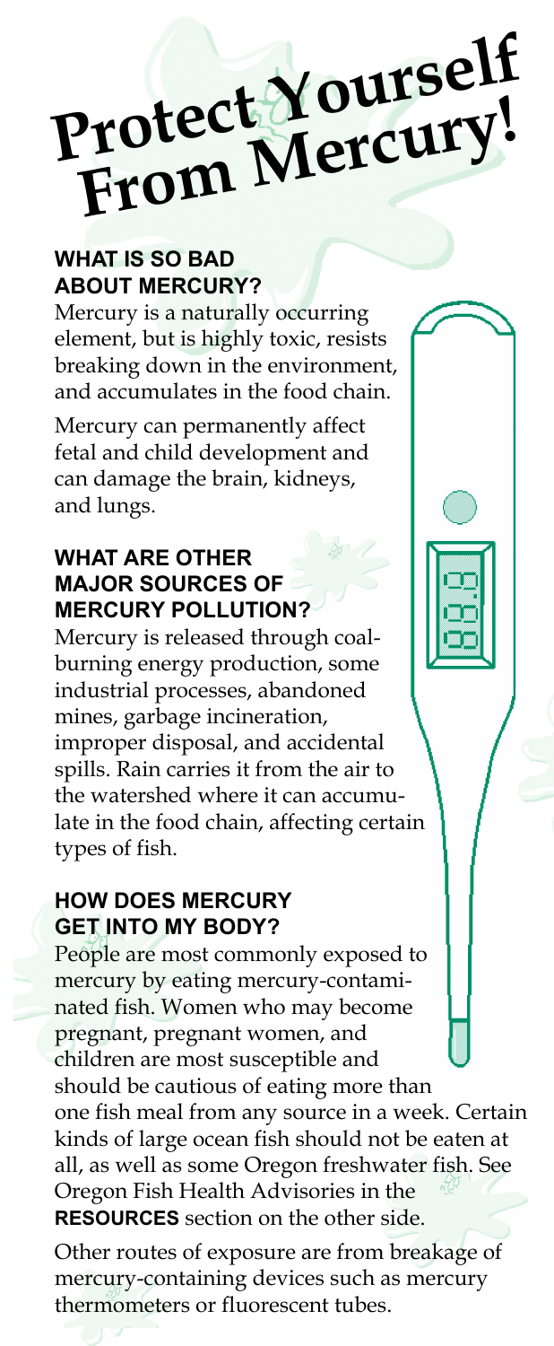# Protect Yourself From Mercury!

## WHAT IS SO BAD ABOUT MERCURY?

Mercury is a naturally occurring element, but is highly toxic, resists breaking down in the environment, and accumulates in the food chain.

Mercury can permanently affect fetal and child development and can damage the brain, kidneys, and lungs.

## WHAT ARE OTHER MAJOR SOURCES OF MERCURY POLLUTION?

Mercury is released through coal-burning energy production, some industrial processes, abandoned mines, garbage incineration, improper disposal, and accidental spills. Rain carries it from the air to the watershed where it can accumulate in the food chain, affecting certain types of fish.

## HOW DOES MERCURY GET INTO MY BODY?

People are most commonly exposed to mercury by eating mercury-contaminated fish. Women who may become pregnant, pregnant women, and children are most susceptible and should be cautious of eating more than one fish meal from any source in a week. Certain kinds of large ocean fish should not be eaten at all, as well as some Oregon freshwater fish. See Oregon Fish Health Advisories in the **RESOURCES** section on the other side.

Other routes of exposure are from breakage of mercury-containing devices such as mercury thermometers or fluorescent tubes.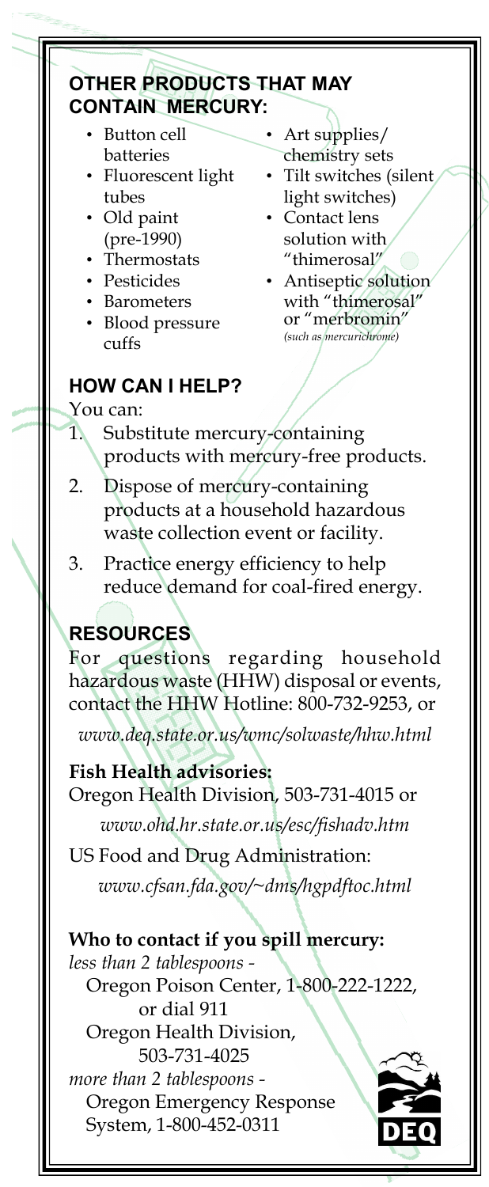## OTHER PRODUCTS THAT MAY CONTAIN MERCURY:

- Button cell batteries
- Fluorescent light tubes
- Old paint (pre-1990)
- Thermostats
- Pesticides
- Barometers
- Blood pressure cuffs
- Art supplies/ chemistry sets
- Tilt switches (silent light switches)
- Contact lens solution with "thimerosal"
- Antiseptic solution with "thimerosal" or "merbromin" *(such as mercurichrome)*

## HOW CAN I HELP?

You can:

1. Substitute mercury-containing products with mercury-free products.
2. Dispose of mercury-containing products at a household hazardous waste collection event or facility.
3. Practice energy efficiency to help reduce demand for coal-fired energy.

## RESOURCES

For questions regarding household hazardous waste (HHW) disposal or events, contact the HHW Hotline: 800-732-9253, or

*www.deq.state.or.us/wmc/solwaste/hhw.html*

**Fish Health advisories:**

Oregon Health Division, 503-731-4015 or

*www.ohd.hr.state.or.us/esc/fishadv.htm*

US Food and Drug Administration:

*www.cfsan.fda.gov/~dms/hgpdftoc.html*

**Who to contact if you spill mercury:**

*less than 2 tablespoons -*

Oregon Poison Center, 1-800-222-1222, or dial 911

Oregon Health Division, 503-731-4025

*more than 2 tablespoons -*

Oregon Emergency Response System, 1-800-452-0311

DEQ